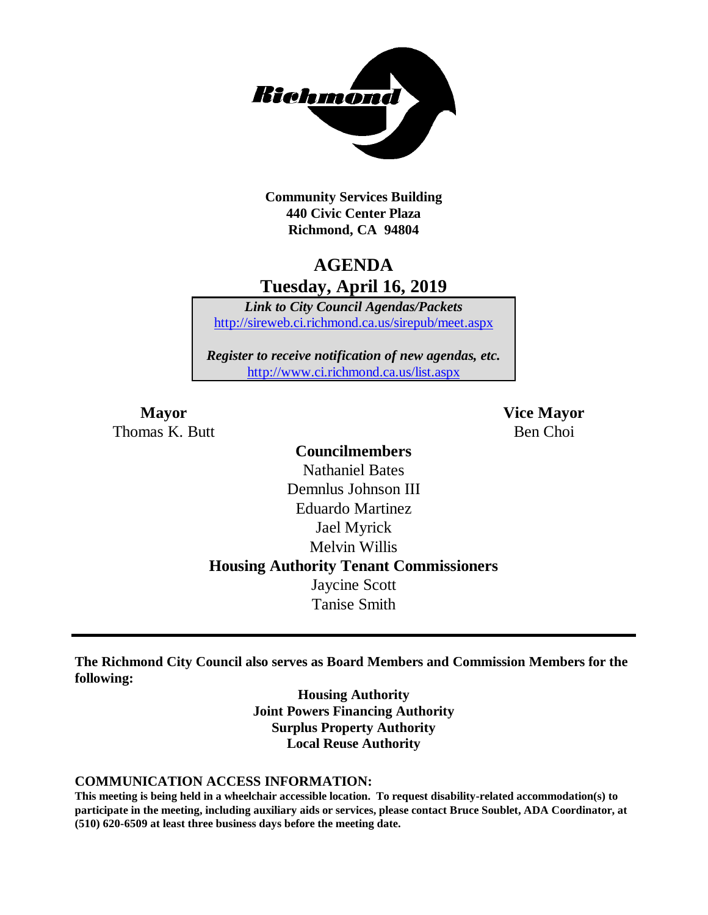Richmond

**Community Services Building**
**440 Civic Center Plaza**
**Richmond, CA 94804**

# AGENDA
## Tuesday, April 16, 2019

***Link to City Council Agendas/Packets***
http://sireweb.ci.richmond.ca.us/sirepub/meet.aspx

***Register to receive notification of new agendas, etc.***
http://www.ci.richmond.ca.us/list.aspx

**Mayor**
Thomas K. Butt

**Vice Mayor**
Ben Choi

**Councilmembers**
Nathaniel Bates
Demnlus Johnson III
Eduardo Martinez
Jael Myrick
Melvin Willis

**Housing Authority Tenant Commissioners**
Jaycine Scott
Tanise Smith

---

**The Richmond City Council also serves as Board Members and Commission Members for the following:**

**Housing Authority**
**Joint Powers Financing Authority**
**Surplus Property Authority**
**Local Reuse Authority**

**COMMUNICATION ACCESS INFORMATION:**

**This meeting is being held in a wheelchair accessible location. To request disability-related accommodation(s) to participate in the meeting, including auxiliary aids or services, please contact Bruce Soublet, ADA Coordinator, at (510) 620-6509 at least three business days before the meeting date.**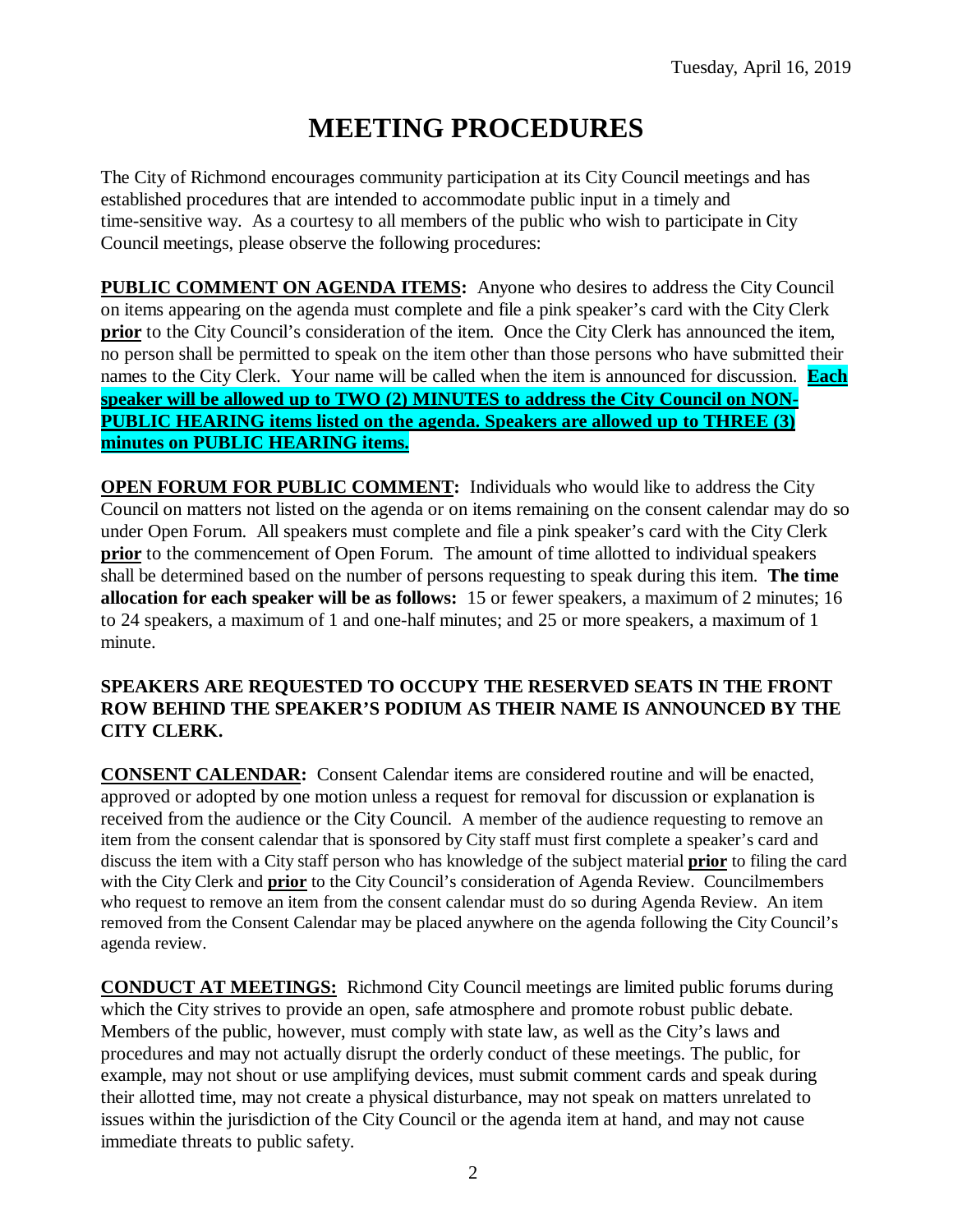Tuesday, April 16, 2019

# MEETING PROCEDURES

The City of Richmond encourages community participation at its City Council meetings and has established procedures that are intended to accommodate public input in a timely and time-sensitive way. As a courtesy to all members of the public who wish to participate in City Council meetings, please observe the following procedures:

**PUBLIC COMMENT ON AGENDA ITEMS:** Anyone who desires to address the City Council on items appearing on the agenda must complete and file a pink speaker's card with the City Clerk **prior** to the City Council's consideration of the item. Once the City Clerk has announced the item, no person shall be permitted to speak on the item other than those persons who have submitted their names to the City Clerk. Your name will be called when the item is announced for discussion. **Each speaker will be allowed up to TWO (2) MINUTES to address the City Council on NON-PUBLIC HEARING items listed on the agenda. Speakers are allowed up to THREE (3) minutes on PUBLIC HEARING items.**

**OPEN FORUM FOR PUBLIC COMMENT:** Individuals who would like to address the City Council on matters not listed on the agenda or on items remaining on the consent calendar may do so under Open Forum. All speakers must complete and file a pink speaker's card with the City Clerk **prior** to the commencement of Open Forum. The amount of time allotted to individual speakers shall be determined based on the number of persons requesting to speak during this item. **The time allocation for each speaker will be as follows:** 15 or fewer speakers, a maximum of 2 minutes; 16 to 24 speakers, a maximum of 1 and one-half minutes; and 25 or more speakers, a maximum of 1 minute.

**SPEAKERS ARE REQUESTED TO OCCUPY THE RESERVED SEATS IN THE FRONT ROW BEHIND THE SPEAKER'S PODIUM AS THEIR NAME IS ANNOUNCED BY THE CITY CLERK.**

**CONSENT CALENDAR:** Consent Calendar items are considered routine and will be enacted, approved or adopted by one motion unless a request for removal for discussion or explanation is received from the audience or the City Council. A member of the audience requesting to remove an item from the consent calendar that is sponsored by City staff must first complete a speaker's card and discuss the item with a City staff person who has knowledge of the subject material **prior** to filing the card with the City Clerk and **prior** to the City Council's consideration of Agenda Review. Councilmembers who request to remove an item from the consent calendar must do so during Agenda Review. An item removed from the Consent Calendar may be placed anywhere on the agenda following the City Council's agenda review.

**CONDUCT AT MEETINGS:** Richmond City Council meetings are limited public forums during which the City strives to provide an open, safe atmosphere and promote robust public debate. Members of the public, however, must comply with state law, as well as the City's laws and procedures and may not actually disrupt the orderly conduct of these meetings. The public, for example, may not shout or use amplifying devices, must submit comment cards and speak during their allotted time, may not create a physical disturbance, may not speak on matters unrelated to issues within the jurisdiction of the City Council or the agenda item at hand, and may not cause immediate threats to public safety.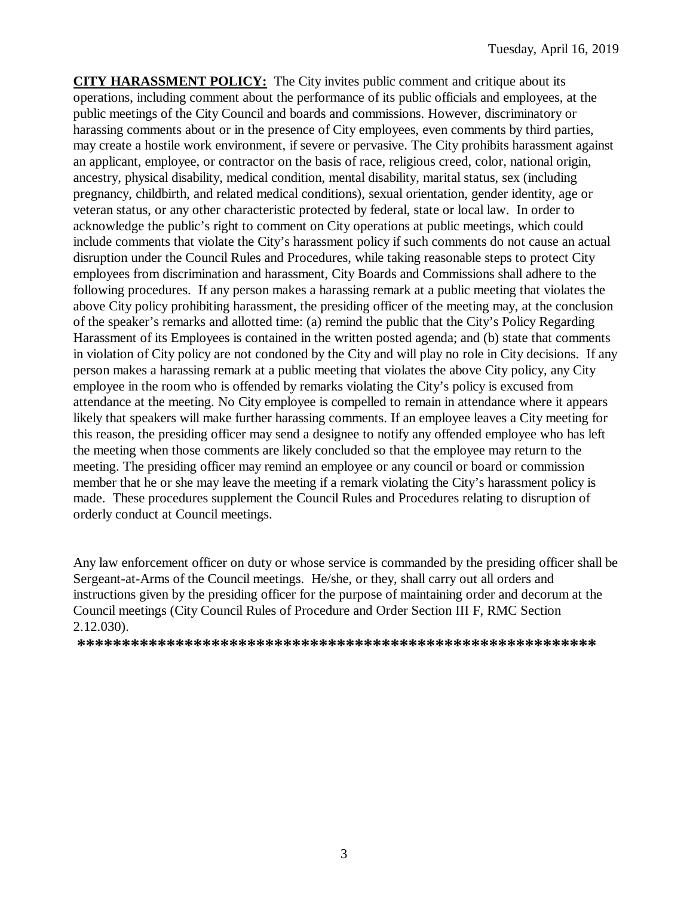**CITY HARASSMENT POLICY:** The City invites public comment and critique about its operations, including comment about the performance of its public officials and employees, at the public meetings of the City Council and boards and commissions. However, discriminatory or harassing comments about or in the presence of City employees, even comments by third parties, may create a hostile work environment, if severe or pervasive. The City prohibits harassment against an applicant, employee, or contractor on the basis of race, religious creed, color, national origin, ancestry, physical disability, medical condition, mental disability, marital status, sex (including pregnancy, childbirth, and related medical conditions), sexual orientation, gender identity, age or veteran status, or any other characteristic protected by federal, state or local law. In order to acknowledge the public's right to comment on City operations at public meetings, which could include comments that violate the City's harassment policy if such comments do not cause an actual disruption under the Council Rules and Procedures, while taking reasonable steps to protect City employees from discrimination and harassment, City Boards and Commissions shall adhere to the following procedures. If any person makes a harassing remark at a public meeting that violates the above City policy prohibiting harassment, the presiding officer of the meeting may, at the conclusion of the speaker's remarks and allotted time: (a) remind the public that the City's Policy Regarding Harassment of its Employees is contained in the written posted agenda; and (b) state that comments in violation of City policy are not condoned by the City and will play no role in City decisions. If any person makes a harassing remark at a public meeting that violates the above City policy, any City employee in the room who is offended by remarks violating the City's policy is excused from attendance at the meeting. No City employee is compelled to remain in attendance where it appears likely that speakers will make further harassing comments. If an employee leaves a City meeting for this reason, the presiding officer may send a designee to notify any offended employee who has left the meeting when those comments are likely concluded so that the employee may return to the meeting. The presiding officer may remind an employee or any council or board or commission member that he or she may leave the meeting if a remark violating the City's harassment policy is made. These procedures supplement the Council Rules and Procedures relating to disruption of orderly conduct at Council meetings.

Any law enforcement officer on duty or whose service is commanded by the presiding officer shall be Sergeant-at-Arms of the Council meetings. He/she, or they, shall carry out all orders and instructions given by the presiding officer for the purpose of maintaining order and decorum at the Council meetings (City Council Rules of Procedure and Order Section III F, RMC Section 2.12.030).

**\*\*\*\*\*\*\*\*\*\*\*\*\*\*\*\*\*\*\*\*\*\*\*\*\*\*\*\*\*\*\*\*\*\*\*\*\*\*\*\*\*\*\*\*\*\*\*\*\*\*\*\*\*\*\*\*\*\*\*\*\***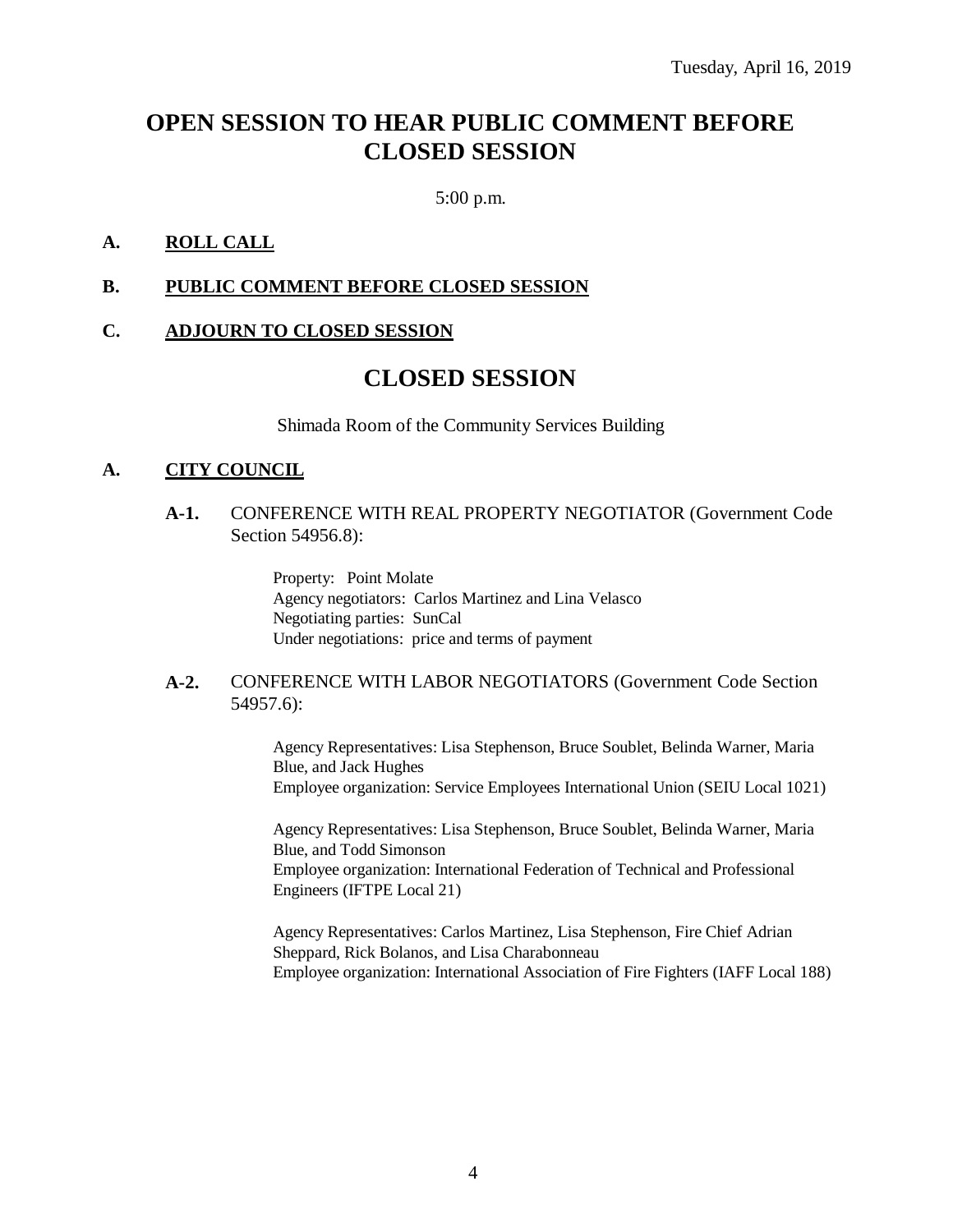Tuesday, April 16, 2019

# OPEN SESSION TO HEAR PUBLIC COMMENT BEFORE CLOSED SESSION

5:00 p.m.

**A. ROLL CALL**

**B. PUBLIC COMMENT BEFORE CLOSED SESSION**

**C. ADJOURN TO CLOSED SESSION**

# CLOSED SESSION

Shimada Room of the Community Services Building

**A. CITY COUNCIL**

**A-1.** CONFERENCE WITH REAL PROPERTY NEGOTIATOR (Government Code Section 54956.8):

Property: Point Molate
Agency negotiators: Carlos Martinez and Lina Velasco
Negotiating parties: SunCal
Under negotiations: price and terms of payment

**A-2.** CONFERENCE WITH LABOR NEGOTIATORS (Government Code Section 54957.6):

Agency Representatives: Lisa Stephenson, Bruce Soublet, Belinda Warner, Maria Blue, and Jack Hughes
Employee organization: Service Employees International Union (SEIU Local 1021)

Agency Representatives: Lisa Stephenson, Bruce Soublet, Belinda Warner, Maria Blue, and Todd Simonson
Employee organization: International Federation of Technical and Professional Engineers (IFTPE Local 21)

Agency Representatives: Carlos Martinez, Lisa Stephenson, Fire Chief Adrian Sheppard, Rick Bolanos, and Lisa Charabonneau
Employee organization: International Association of Fire Fighters (IAFF Local 188)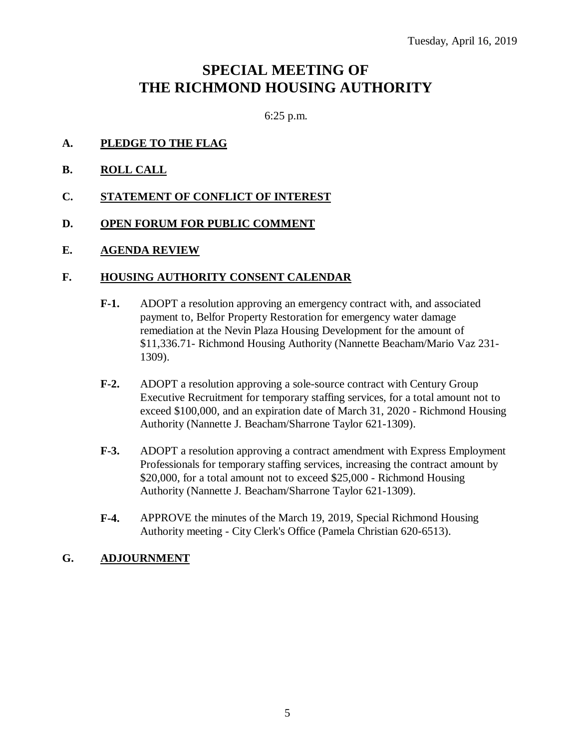Tuesday, April 16, 2019

# SPECIAL MEETING OF THE RICHMOND HOUSING AUTHORITY

6:25 p.m.

**A. PLEDGE TO THE FLAG**

**B. ROLL CALL**

**C. STATEMENT OF CONFLICT OF INTEREST**

**D. OPEN FORUM FOR PUBLIC COMMENT**

**E. AGENDA REVIEW**

**F. HOUSING AUTHORITY CONSENT CALENDAR**

**F-1.** ADOPT a resolution approving an emergency contract with, and associated payment to, Belfor Property Restoration for emergency water damage remediation at the Nevin Plaza Housing Development for the amount of $11,336.71- Richmond Housing Authority (Nannette Beacham/Mario Vaz 231-1309).

**F-2.** ADOPT a resolution approving a sole-source contract with Century Group Executive Recruitment for temporary staffing services, for a total amount not to exceed $100,000, and an expiration date of March 31, 2020 - Richmond Housing Authority (Nannette J. Beacham/Sharrone Taylor 621-1309).

**F-3.** ADOPT a resolution approving a contract amendment with Express Employment Professionals for temporary staffing services, increasing the contract amount by $20,000, for a total amount not to exceed $25,000 - Richmond Housing Authority (Nannette J. Beacham/Sharrone Taylor 621-1309).

**F-4.** APPROVE the minutes of the March 19, 2019, Special Richmond Housing Authority meeting - City Clerk's Office (Pamela Christian 620-6513).

**G. ADJOURNMENT**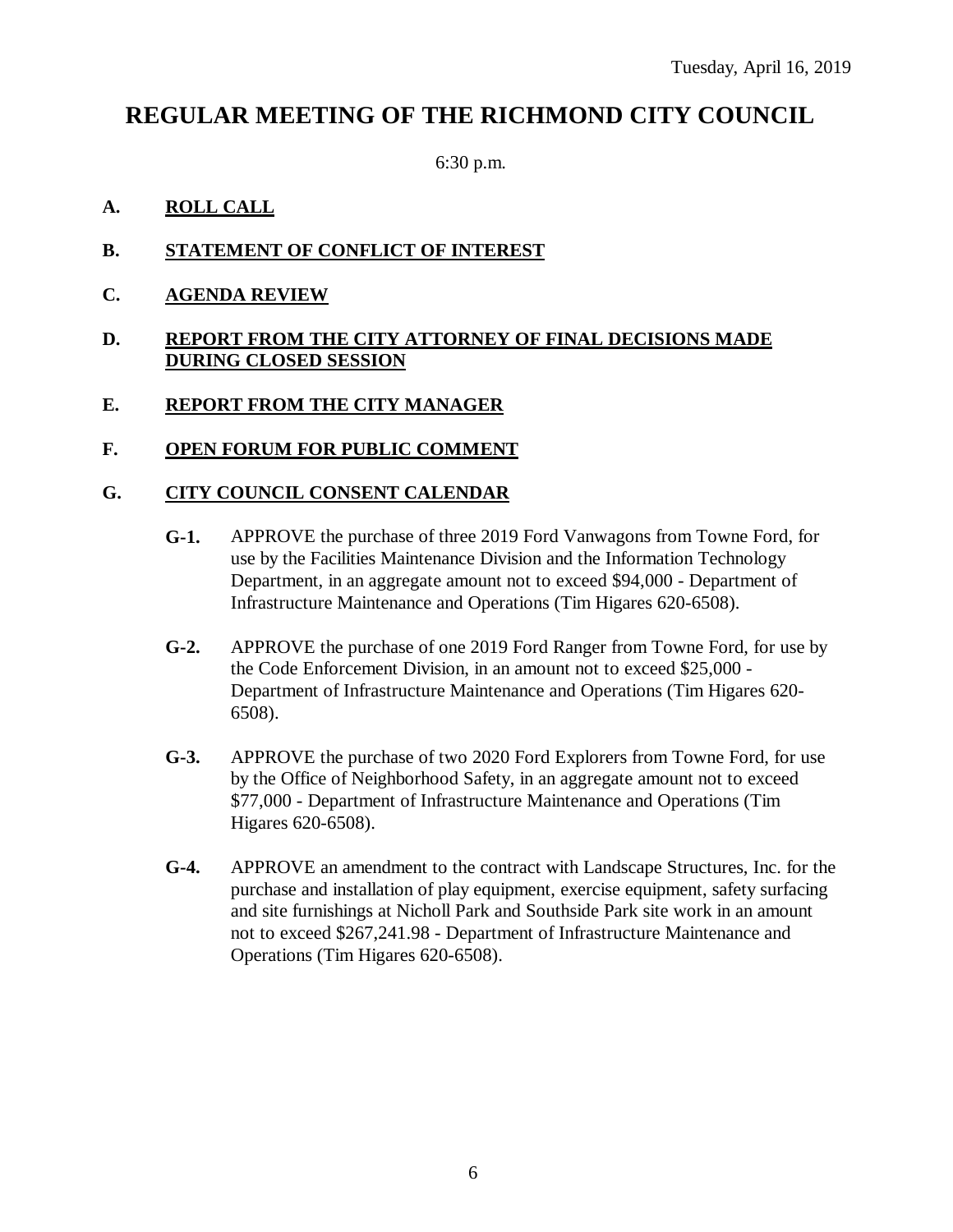Tuesday, April 16, 2019

# REGULAR MEETING OF THE RICHMOND CITY COUNCIL

6:30 p.m.

## A. ROLL CALL

## B. STATEMENT OF CONFLICT OF INTEREST

## C. AGENDA REVIEW

## D. REPORT FROM THE CITY ATTORNEY OF FINAL DECISIONS MADE DURING CLOSED SESSION

## E. REPORT FROM THE CITY MANAGER

## F. OPEN FORUM FOR PUBLIC COMMENT

## G. CITY COUNCIL CONSENT CALENDAR

**G-1.** APPROVE the purchase of three 2019 Ford Vanwagons from Towne Ford, for use by the Facilities Maintenance Division and the Information Technology Department, in an aggregate amount not to exceed $94,000 - Department of Infrastructure Maintenance and Operations (Tim Higares 620-6508).

**G-2.** APPROVE the purchase of one 2019 Ford Ranger from Towne Ford, for use by the Code Enforcement Division, in an amount not to exceed $25,000 - Department of Infrastructure Maintenance and Operations (Tim Higares 620-6508).

**G-3.** APPROVE the purchase of two 2020 Ford Explorers from Towne Ford, for use by the Office of Neighborhood Safety, in an aggregate amount not to exceed $77,000 - Department of Infrastructure Maintenance and Operations (Tim Higares 620-6508).

**G-4.** APPROVE an amendment to the contract with Landscape Structures, Inc. for the purchase and installation of play equipment, exercise equipment, safety surfacing and site furnishings at Nicholl Park and Southside Park site work in an amount not to exceed $267,241.98 - Department of Infrastructure Maintenance and Operations (Tim Higares 620-6508).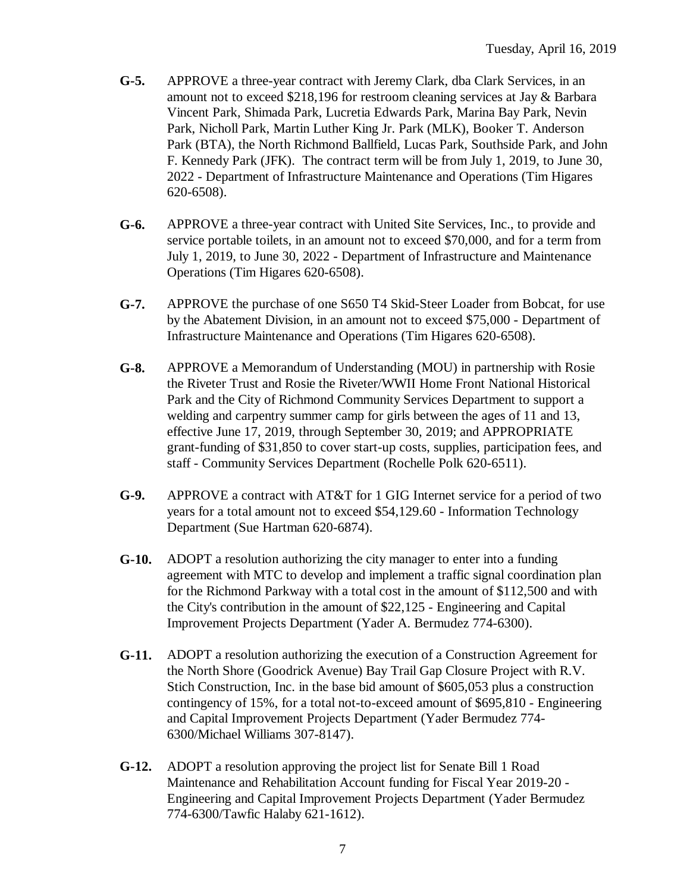**G-5.** APPROVE a three-year contract with Jeremy Clark, dba Clark Services, in an amount not to exceed $218,196 for restroom cleaning services at Jay & Barbara Vincent Park, Shimada Park, Lucretia Edwards Park, Marina Bay Park, Nevin Park, Nicholl Park, Martin Luther King Jr. Park (MLK), Booker T. Anderson Park (BTA), the North Richmond Ballfield, Lucas Park, Southside Park, and John F. Kennedy Park (JFK). The contract term will be from July 1, 2019, to June 30, 2022 - Department of Infrastructure Maintenance and Operations (Tim Higares 620-6508).

**G-6.** APPROVE a three-year contract with United Site Services, Inc., to provide and service portable toilets, in an amount not to exceed $70,000, and for a term from July 1, 2019, to June 30, 2022 - Department of Infrastructure and Maintenance Operations (Tim Higares 620-6508).

**G-7.** APPROVE the purchase of one S650 T4 Skid-Steer Loader from Bobcat, for use by the Abatement Division, in an amount not to exceed $75,000 - Department of Infrastructure Maintenance and Operations (Tim Higares 620-6508).

**G-8.** APPROVE a Memorandum of Understanding (MOU) in partnership with Rosie the Riveter Trust and Rosie the Riveter/WWII Home Front National Historical Park and the City of Richmond Community Services Department to support a welding and carpentry summer camp for girls between the ages of 11 and 13, effective June 17, 2019, through September 30, 2019; and APPROPRIATE grant-funding of $31,850 to cover start-up costs, supplies, participation fees, and staff - Community Services Department (Rochelle Polk 620-6511).

**G-9.** APPROVE a contract with AT&T for 1 GIG Internet service for a period of two years for a total amount not to exceed $54,129.60 - Information Technology Department (Sue Hartman 620-6874).

**G-10.** ADOPT a resolution authorizing the city manager to enter into a funding agreement with MTC to develop and implement a traffic signal coordination plan for the Richmond Parkway with a total cost in the amount of $112,500 and with the City's contribution in the amount of $22,125 - Engineering and Capital Improvement Projects Department (Yader A. Bermudez 774-6300).

**G-11.** ADOPT a resolution authorizing the execution of a Construction Agreement for the North Shore (Goodrick Avenue) Bay Trail Gap Closure Project with R.V. Stich Construction, Inc. in the base bid amount of $605,053 plus a construction contingency of 15%, for a total not-to-exceed amount of $695,810 - Engineering and Capital Improvement Projects Department (Yader Bermudez 774-6300/Michael Williams 307-8147).

**G-12.** ADOPT a resolution approving the project list for Senate Bill 1 Road Maintenance and Rehabilitation Account funding for Fiscal Year 2019-20 - Engineering and Capital Improvement Projects Department (Yader Bermudez 774-6300/Tawfic Halaby 621-1612).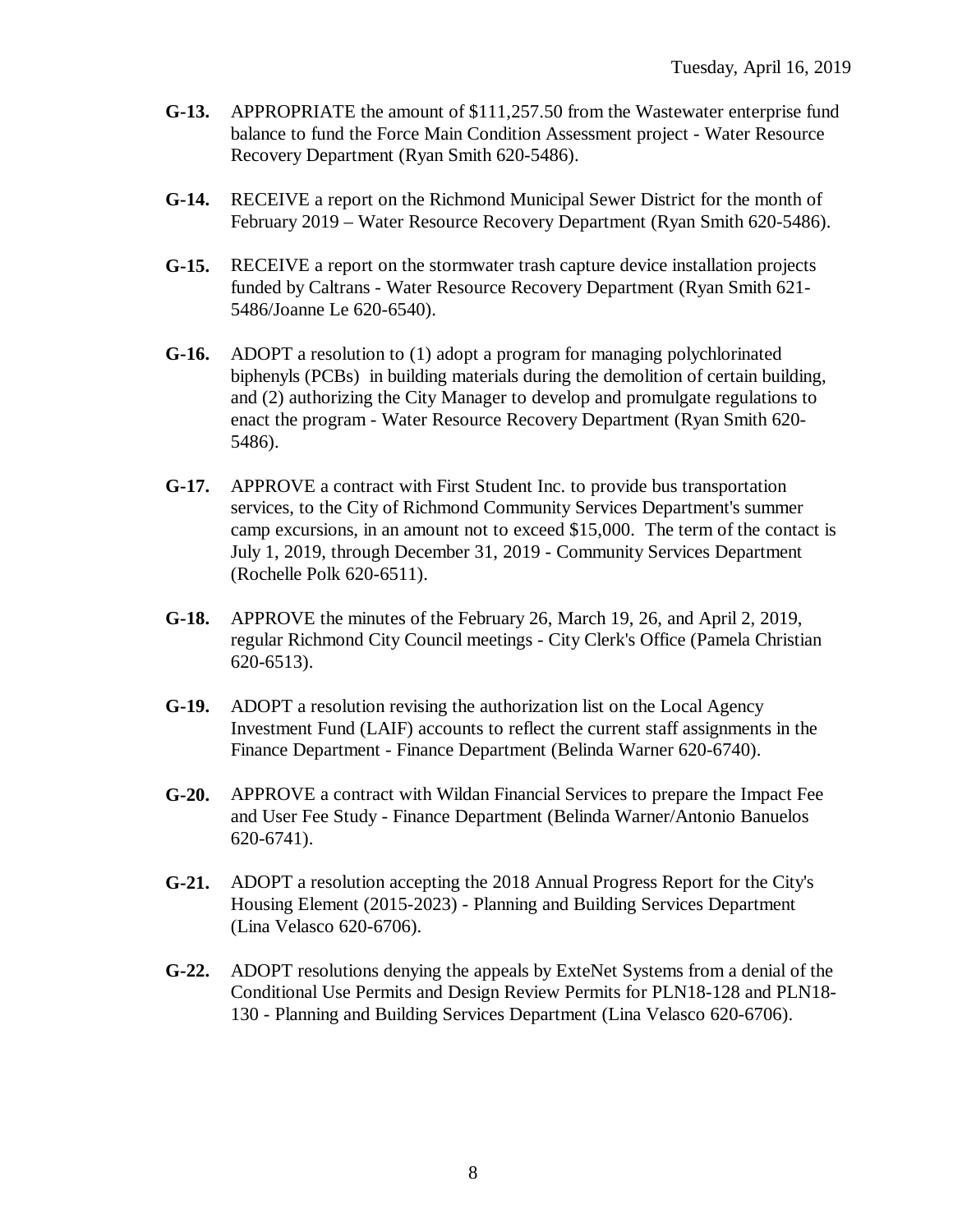**G-13.** APPROPRIATE the amount of $111,257.50 from the Wastewater enterprise fund balance to fund the Force Main Condition Assessment project - Water Resource Recovery Department (Ryan Smith 620-5486).

**G-14.** RECEIVE a report on the Richmond Municipal Sewer District for the month of February 2019 – Water Resource Recovery Department (Ryan Smith 620-5486).

**G-15.** RECEIVE a report on the stormwater trash capture device installation projects funded by Caltrans - Water Resource Recovery Department (Ryan Smith 621-5486/Joanne Le 620-6540).

**G-16.** ADOPT a resolution to (1) adopt a program for managing polychlorinated biphenyls (PCBs) in building materials during the demolition of certain building, and (2) authorizing the City Manager to develop and promulgate regulations to enact the program - Water Resource Recovery Department (Ryan Smith 620-5486).

**G-17.** APPROVE a contract with First Student Inc. to provide bus transportation services, to the City of Richmond Community Services Department's summer camp excursions, in an amount not to exceed $15,000. The term of the contact is July 1, 2019, through December 31, 2019 - Community Services Department (Rochelle Polk 620-6511).

**G-18.** APPROVE the minutes of the February 26, March 19, 26, and April 2, 2019, regular Richmond City Council meetings - City Clerk's Office (Pamela Christian 620-6513).

**G-19.** ADOPT a resolution revising the authorization list on the Local Agency Investment Fund (LAIF) accounts to reflect the current staff assignments in the Finance Department - Finance Department (Belinda Warner 620-6740).

**G-20.** APPROVE a contract with Wildan Financial Services to prepare the Impact Fee and User Fee Study - Finance Department (Belinda Warner/Antonio Banuelos 620-6741).

**G-21.** ADOPT a resolution accepting the 2018 Annual Progress Report for the City's Housing Element (2015-2023) - Planning and Building Services Department (Lina Velasco 620-6706).

**G-22.** ADOPT resolutions denying the appeals by ExteNet Systems from a denial of the Conditional Use Permits and Design Review Permits for PLN18-128 and PLN18-130 - Planning and Building Services Department (Lina Velasco 620-6706).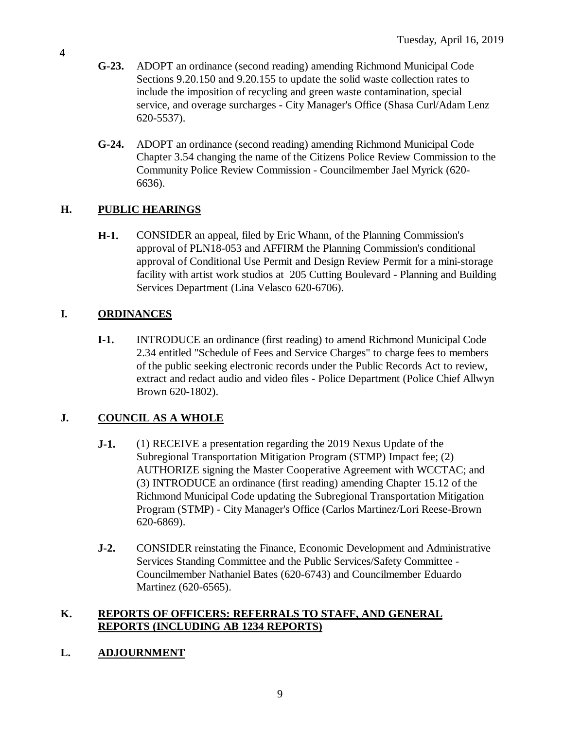**G-23.** ADOPT an ordinance (second reading) amending Richmond Municipal Code Sections 9.20.150 and 9.20.155 to update the solid waste collection rates to include the imposition of recycling and green waste contamination, special service, and overage surcharges - City Manager's Office (Shasa Curl/Adam Lenz 620-5537).

**G-24.** ADOPT an ordinance (second reading) amending Richmond Municipal Code Chapter 3.54 changing the name of the Citizens Police Review Commission to the Community Police Review Commission - Councilmember Jael Myrick (620-6636).

## H. PUBLIC HEARINGS

**H-1.** CONSIDER an appeal, filed by Eric Whann, of the Planning Commission's approval of PLN18-053 and AFFIRM the Planning Commission's conditional approval of Conditional Use Permit and Design Review Permit for a mini-storage facility with artist work studios at 205 Cutting Boulevard - Planning and Building Services Department (Lina Velasco 620-6706).

## I. ORDINANCES

**I-1.** INTRODUCE an ordinance (first reading) to amend Richmond Municipal Code 2.34 entitled "Schedule of Fees and Service Charges" to charge fees to members of the public seeking electronic records under the Public Records Act to review, extract and redact audio and video files - Police Department (Police Chief Allwyn Brown 620-1802).

## J. COUNCIL AS A WHOLE

**J-1.** (1) RECEIVE a presentation regarding the 2019 Nexus Update of the Subregional Transportation Mitigation Program (STMP) Impact fee; (2) AUTHORIZE signing the Master Cooperative Agreement with WCCTAC; and (3) INTRODUCE an ordinance (first reading) amending Chapter 15.12 of the Richmond Municipal Code updating the Subregional Transportation Mitigation Program (STMP) - City Manager's Office (Carlos Martinez/Lori Reese-Brown 620-6869).

**J-2.** CONSIDER reinstating the Finance, Economic Development and Administrative Services Standing Committee and the Public Services/Safety Committee - Councilmember Nathaniel Bates (620-6743) and Councilmember Eduardo Martinez (620-6565).

## K. REPORTS OF OFFICERS: REFERRALS TO STAFF, AND GENERAL REPORTS (INCLUDING AB 1234 REPORTS)

## L. ADJOURNMENT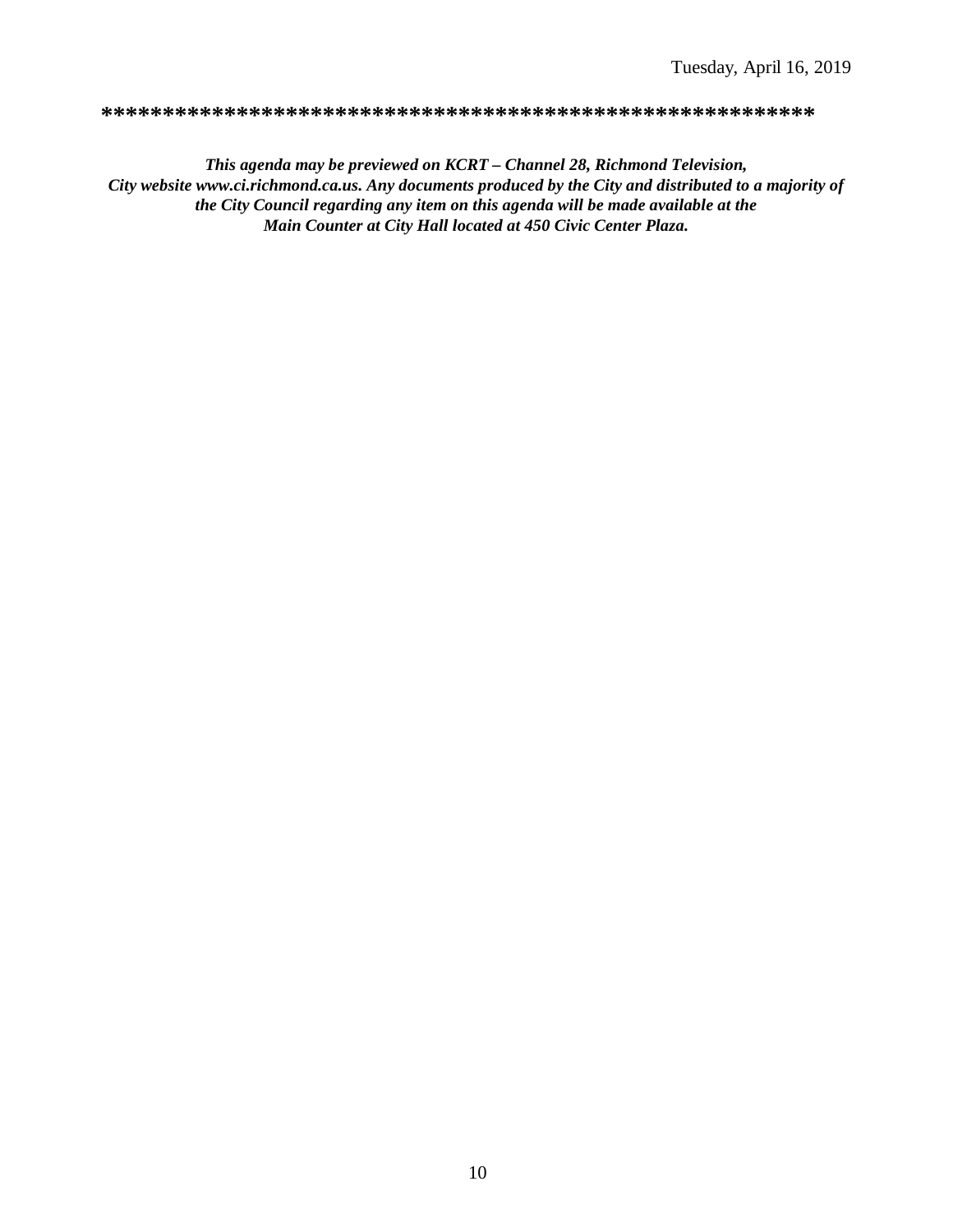*********************************************************

***This agenda may be previewed on KCRT – Channel 28, Richmond Television, City website www.ci.richmond.ca.us. Any documents produced by the City and distributed to a majority of the City Council regarding any item on this agenda will be made available at the Main Counter at City Hall located at 450 Civic Center Plaza.***